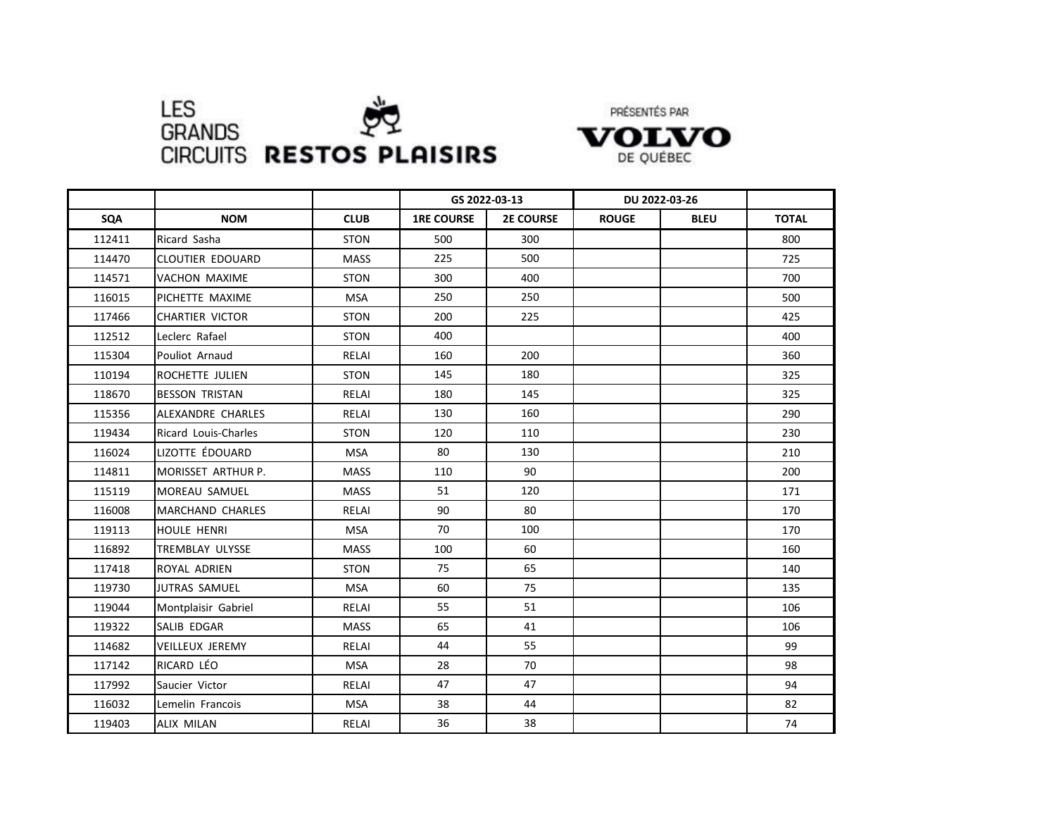LES GRANDS CIRCUITS **RESTOS PLAISIRS**

PRÉSENTÉS PAR **VOLVO** DE QUÉBEC

| | | | GS 2022-03-13 | | DU 2022-03-26 | | |
|---|---|---|---|---|---|---|---|
| SQA | NOM | CLUB | 1RE COURSE | 2E COURSE | ROUGE | BLEU | TOTAL |
| 112411 | Ricard Sasha | STON | 500 | 300 | | | 800 |
| 114470 | CLOUTIER EDOUARD | MASS | 225 | 500 | | | 725 |
| 114571 | VACHON MAXIME | STON | 300 | 400 | | | 700 |
| 116015 | PICHETTE MAXIME | MSA | 250 | 250 | | | 500 |
| 117466 | CHARTIER VICTOR | STON | 200 | 225 | | | 425 |
| 112512 | Leclerc Rafael | STON | 400 | | | | 400 |
| 115304 | Pouliot Arnaud | RELAI | 160 | 200 | | | 360 |
| 110194 | ROCHETTE JULIEN | STON | 145 | 180 | | | 325 |
| 118670 | BESSON TRISTAN | RELAI | 180 | 145 | | | 325 |
| 115356 | ALEXANDRE CHARLES | RELAI | 130 | 160 | | | 290 |
| 119434 | Ricard Louis-Charles | STON | 120 | 110 | | | 230 |
| 116024 | LIZOTTE ÉDOUARD | MSA | 80 | 130 | | | 210 |
| 114811 | MORISSET ARTHUR P. | MASS | 110 | 90 | | | 200 |
| 115119 | MOREAU SAMUEL | MASS | 51 | 120 | | | 171 |
| 116008 | MARCHAND CHARLES | RELAI | 90 | 80 | | | 170 |
| 119113 | HOULE HENRI | MSA | 70 | 100 | | | 170 |
| 116892 | TREMBLAY ULYSSE | MASS | 100 | 60 | | | 160 |
| 117418 | ROYAL ADRIEN | STON | 75 | 65 | | | 140 |
| 119730 | JUTRAS SAMUEL | MSA | 60 | 75 | | | 135 |
| 119044 | Montplaisir Gabriel | RELAI | 55 | 51 | | | 106 |
| 119322 | SALIB EDGAR | MASS | 65 | 41 | | | 106 |
| 114682 | VEILLEUX JEREMY | RELAI | 44 | 55 | | | 99 |
| 117142 | RICARD LÉO | MSA | 28 | 70 | | | 98 |
| 117992 | Saucier Victor | RELAI | 47 | 47 | | | 94 |
| 116032 | Lemelin Francois | MSA | 38 | 44 | | | 82 |
| 119403 | ALIX MILAN | RELAI | 36 | 38 | | | 74 |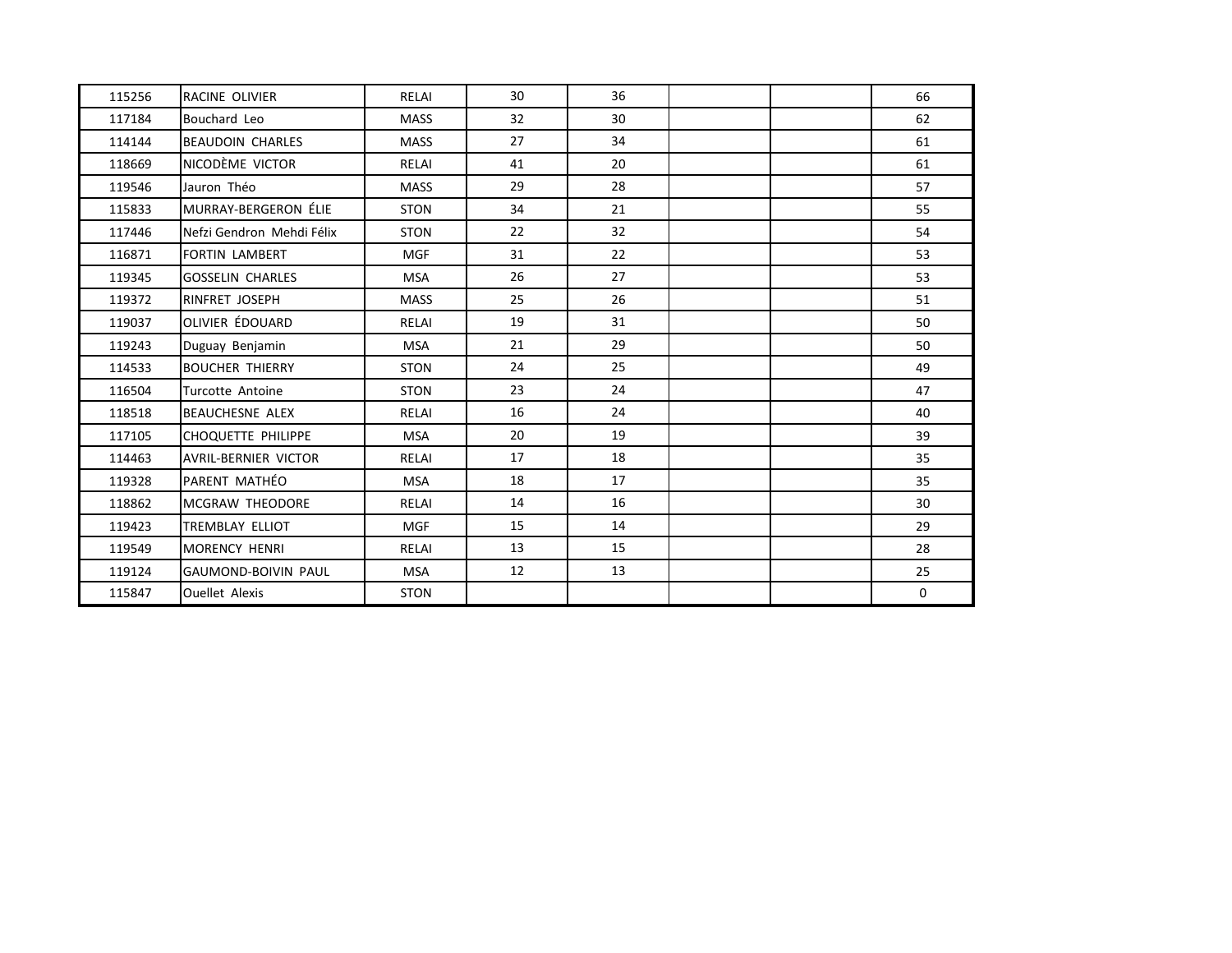| | | | | | | | |
|---|---|---|---|---|---|---|---|
| 115256 | RACINE  OLIVIER | RELAI | 30 | 36 | | | 66 |
| 117184 | Bouchard  Leo | MASS | 32 | 30 | | | 62 |
| 114144 | BEAUDOIN  CHARLES | MASS | 27 | 34 | | | 61 |
| 118669 | NICODÈME  VICTOR | RELAI | 41 | 20 | | | 61 |
| 119546 | Jauron  Théo | MASS | 29 | 28 | | | 57 |
| 115833 | MURRAY-BERGERON  ÉLIE | STON | 34 | 21 | | | 55 |
| 117446 | Nefzi Gendron  Mehdi Félix | STON | 22 | 32 | | | 54 |
| 116871 | FORTIN  LAMBERT | MGF | 31 | 22 | | | 53 |
| 119345 | GOSSELIN  CHARLES | MSA | 26 | 27 | | | 53 |
| 119372 | RINFRET  JOSEPH | MASS | 25 | 26 | | | 51 |
| 119037 | OLIVIER  ÉDOUARD | RELAI | 19 | 31 | | | 50 |
| 119243 | Duguay  Benjamin | MSA | 21 | 29 | | | 50 |
| 114533 | BOUCHER  THIERRY | STON | 24 | 25 | | | 49 |
| 116504 | Turcotte  Antoine | STON | 23 | 24 | | | 47 |
| 118518 | BEAUCHESNE  ALEX | RELAI | 16 | 24 | | | 40 |
| 117105 | CHOQUETTE  PHILIPPE | MSA | 20 | 19 | | | 39 |
| 114463 | AVRIL-BERNIER  VICTOR | RELAI | 17 | 18 | | | 35 |
| 119328 | PARENT  MATHÉO | MSA | 18 | 17 | | | 35 |
| 118862 | MCGRAW  THEODORE | RELAI | 14 | 16 | | | 30 |
| 119423 | TREMBLAY  ELLIOT | MGF | 15 | 14 | | | 29 |
| 119549 | MORENCY  HENRI | RELAI | 13 | 15 | | | 28 |
| 119124 | GAUMOND-BOIVIN  PAUL | MSA | 12 | 13 | | | 25 |
| 115847 | Ouellet  Alexis | STON | | | | | 0 |